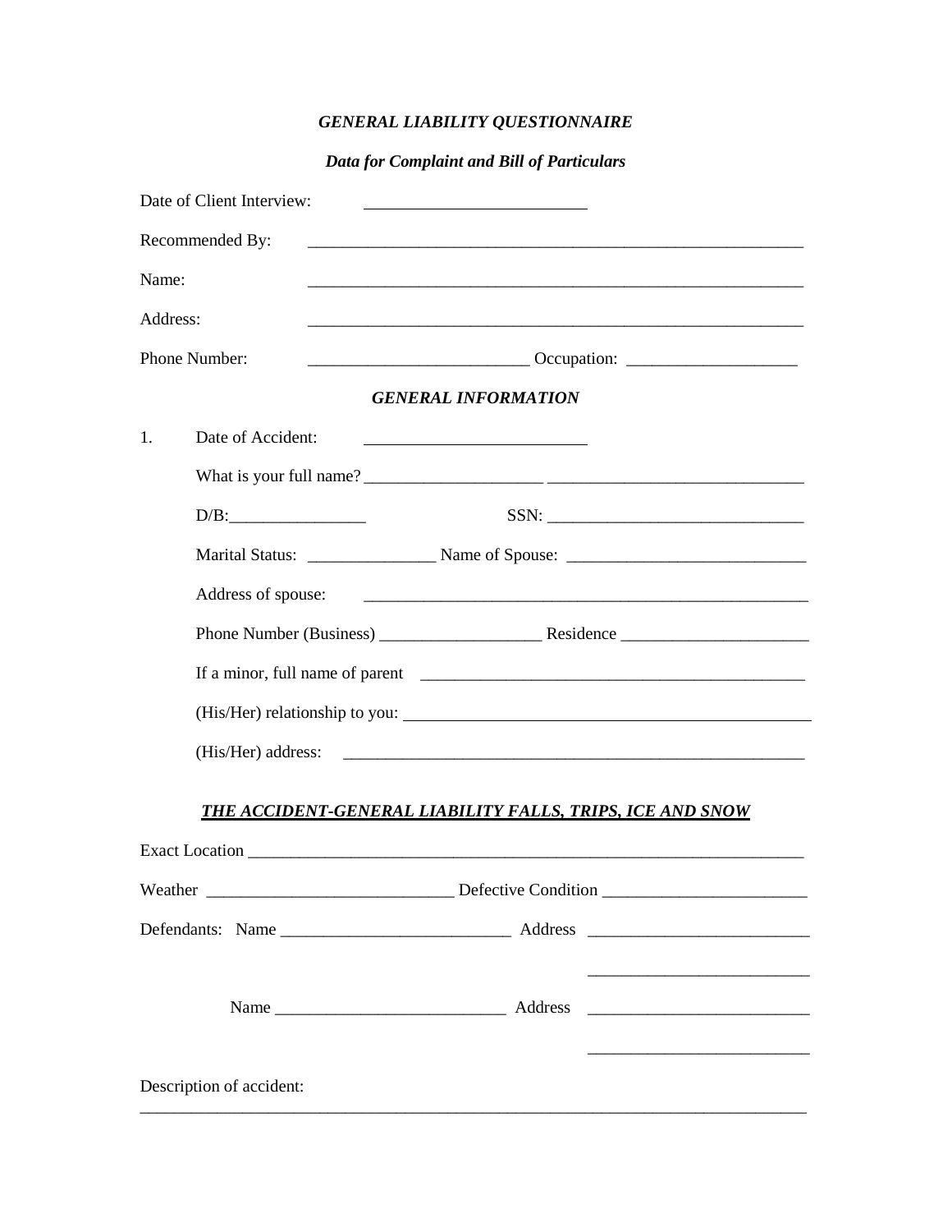***GENERAL LIABILITY QUESTIONNAIRE***

***Data for Complaint and Bill of Particulars***

Date of Client Interview: ____________________________

Recommended By: ____________________________________________________________

Name: ____________________________________________________________

Address: ____________________________________________________________

Phone Number: __________________________ Occupation: ____________________

***GENERAL INFORMATION***

1. Date of Accident: ____________________________

What is your full name? _____________________ ______________________________

D/B:________________ SSN: ______________________________

Marital Status: _______________ Name of Spouse: ___________________________

Address of spouse: ______________________________________________________

Phone Number (Business) ___________________ Residence ______________________

If a minor, full name of parent ______________________________________________

(His/Her) relationship to you: ______________________________________________

(His/Her) address: ______________________________________________________

***<u>THE ACCIDENT-GENERAL LIABILITY FALLS, TRIPS, ICE AND SNOW</u>***

Exact Location _____________________________________________________________________

Weather _____________________________ Defective Condition ________________________

Defendants: Name ___________________________ Address __________________________

__________________________

Name ___________________________ Address __________________________

__________________________

Description of accident:

_________________________________________________________________________________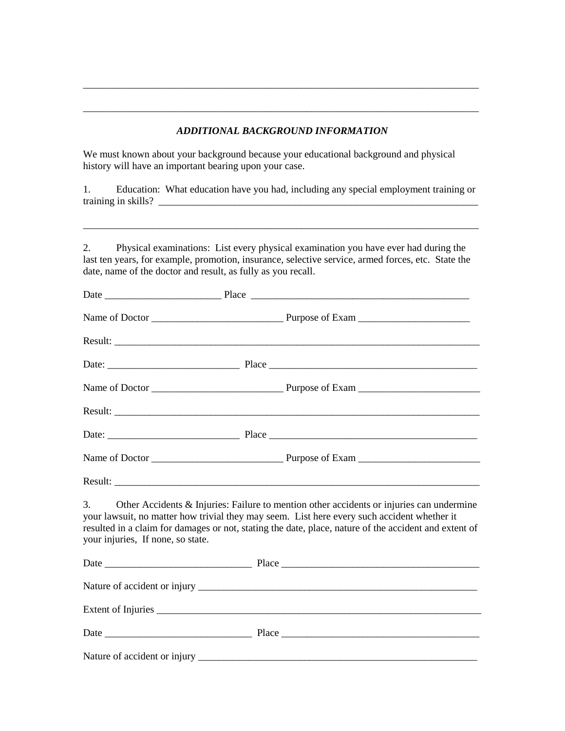\_\_\_\_\_\_\_\_\_\_\_\_\_\_\_\_\_\_\_\_\_\_\_\_\_\_\_\_\_\_\_\_\_\_\_\_\_\_\_\_\_\_\_\_\_\_\_\_\_\_\_\_\_\_\_\_\_\_\_\_\_\_\_\_\_\_\_\_\_\_\_\_\_\_\_\_\_\_

\_\_\_\_\_\_\_\_\_\_\_\_\_\_\_\_\_\_\_\_\_\_\_\_\_\_\_\_\_\_\_\_\_\_\_\_\_\_\_\_\_\_\_\_\_\_\_\_\_\_\_\_\_\_\_\_\_\_\_\_\_\_\_\_\_\_\_\_\_\_\_\_\_\_\_\_\_\_

### *ADDITIONAL BACKGROUND INFORMATION*

We must known about your background because your educational background and physical history will have an important bearing upon your case.

1. Education: What education have you had, including any special employment training or training in skills? \_\_\_\_\_\_\_\_\_\_\_\_\_\_\_\_\_\_\_\_\_\_\_\_\_\_\_\_\_\_\_\_\_\_\_\_\_\_\_\_\_\_\_\_\_\_\_\_\_\_\_\_\_\_\_\_\_\_\_\_\_\_

\_\_\_\_\_\_\_\_\_\_\_\_\_\_\_\_\_\_\_\_\_\_\_\_\_\_\_\_\_\_\_\_\_\_\_\_\_\_\_\_\_\_\_\_\_\_\_\_\_\_\_\_\_\_\_\_\_\_\_\_\_\_\_\_\_\_\_\_\_\_\_\_\_\_\_\_\_\_

2. Physical examinations: List every physical examination you have ever had during the last ten years, for example, promotion, insurance, selective service, armed forces, etc. State the date, name of the doctor and result, as fully as you recall.

Date \_\_\_\_\_\_\_\_\_\_\_\_\_\_\_\_\_\_\_\_\_\_\_ Place \_\_\_\_\_\_\_\_\_\_\_\_\_\_\_\_\_\_\_\_\_\_\_\_\_\_\_\_\_\_\_\_\_\_\_\_\_\_\_\_\_\_\_\_

Name of Doctor \_\_\_\_\_\_\_\_\_\_\_\_\_\_\_\_\_\_\_\_\_\_\_\_\_\_ Purpose of Exam \_\_\_\_\_\_\_\_\_\_\_\_\_\_\_\_\_\_\_\_\_\_

Result: \_\_\_\_\_\_\_\_\_\_\_\_\_\_\_\_\_\_\_\_\_\_\_\_\_\_\_\_\_\_\_\_\_\_\_\_\_\_\_\_\_\_\_\_\_\_\_\_\_\_\_\_\_\_\_\_\_\_\_\_\_\_\_\_\_\_\_\_\_\_

Date: \_\_\_\_\_\_\_\_\_\_\_\_\_\_\_\_\_\_\_\_\_\_\_\_\_\_ Place \_\_\_\_\_\_\_\_\_\_\_\_\_\_\_\_\_\_\_\_\_\_\_\_\_\_\_\_\_\_\_\_\_\_\_\_\_\_\_\_\_\_

Name of Doctor \_\_\_\_\_\_\_\_\_\_\_\_\_\_\_\_\_\_\_\_\_\_\_\_\_\_ Purpose of Exam \_\_\_\_\_\_\_\_\_\_\_\_\_\_\_\_\_\_\_\_\_\_\_\_

Result: \_\_\_\_\_\_\_\_\_\_\_\_\_\_\_\_\_\_\_\_\_\_\_\_\_\_\_\_\_\_\_\_\_\_\_\_\_\_\_\_\_\_\_\_\_\_\_\_\_\_\_\_\_\_\_\_\_\_\_\_\_\_\_\_\_\_\_\_\_\_

Date: \_\_\_\_\_\_\_\_\_\_\_\_\_\_\_\_\_\_\_\_\_\_\_\_\_\_ Place \_\_\_\_\_\_\_\_\_\_\_\_\_\_\_\_\_\_\_\_\_\_\_\_\_\_\_\_\_\_\_\_\_\_\_\_\_\_\_\_\_\_

Name of Doctor \_\_\_\_\_\_\_\_\_\_\_\_\_\_\_\_\_\_\_\_\_\_\_\_\_\_ Purpose of Exam \_\_\_\_\_\_\_\_\_\_\_\_\_\_\_\_\_\_\_\_\_\_\_\_

Result: \_\_\_\_\_\_\_\_\_\_\_\_\_\_\_\_\_\_\_\_\_\_\_\_\_\_\_\_\_\_\_\_\_\_\_\_\_\_\_\_\_\_\_\_\_\_\_\_\_\_\_\_\_\_\_\_\_\_\_\_\_\_\_\_\_\_\_\_\_\_

3. Other Accidents & Injuries: Failure to mention other accidents or injuries can undermine your lawsuit, no matter how trivial they may seem. List here every such accident whether it resulted in a claim for damages or not, stating the date, place, nature of the accident and extent of your injuries, If none, so state.

Date \_\_\_\_\_\_\_\_\_\_\_\_\_\_\_\_\_\_\_\_\_\_\_\_\_\_\_\_\_ Place \_\_\_\_\_\_\_\_\_\_\_\_\_\_\_\_\_\_\_\_\_\_\_\_\_\_\_\_\_\_\_\_\_\_\_\_\_\_\_

Nature of accident or injury \_\_\_\_\_\_\_\_\_\_\_\_\_\_\_\_\_\_\_\_\_\_\_\_\_\_\_\_\_\_\_\_\_\_\_\_\_\_\_\_\_\_\_\_\_\_\_\_\_\_\_\_\_\_\_\_

Extent of Injuries \_\_\_\_\_\_\_\_\_\_\_\_\_\_\_\_\_\_\_\_\_\_\_\_\_\_\_\_\_\_\_\_\_\_\_\_\_\_\_\_\_\_\_\_\_\_\_\_\_\_\_\_\_\_\_\_\_\_\_\_\_\_\_\_

Date \_\_\_\_\_\_\_\_\_\_\_\_\_\_\_\_\_\_\_\_\_\_\_\_\_\_\_\_\_ Place \_\_\_\_\_\_\_\_\_\_\_\_\_\_\_\_\_\_\_\_\_\_\_\_\_\_\_\_\_\_\_\_\_\_\_\_\_\_\_

Nature of accident or injury \_\_\_\_\_\_\_\_\_\_\_\_\_\_\_\_\_\_\_\_\_\_\_\_\_\_\_\_\_\_\_\_\_\_\_\_\_\_\_\_\_\_\_\_\_\_\_\_\_\_\_\_\_\_\_\_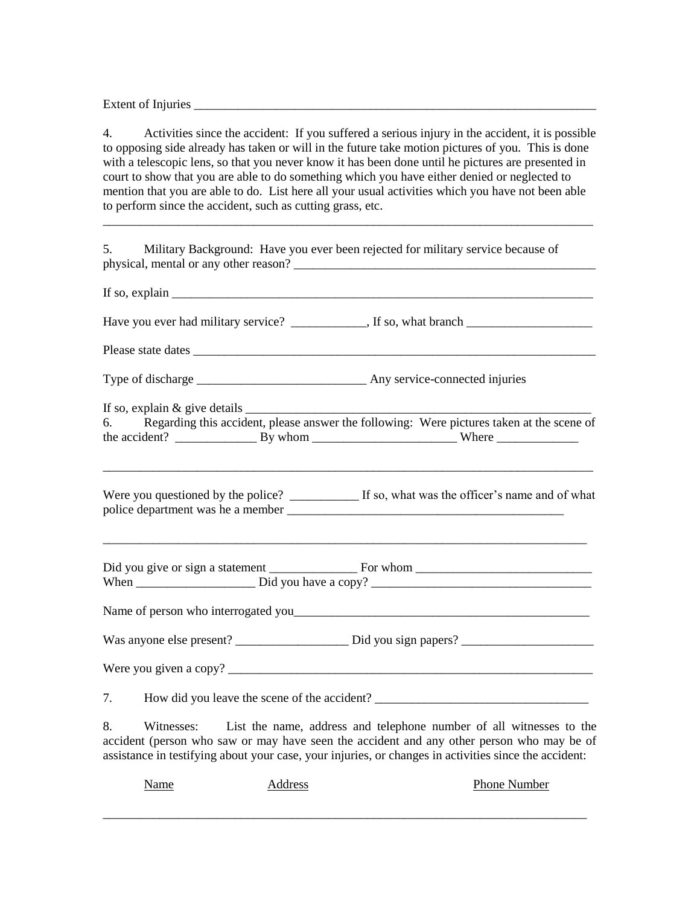Extent of Injuries ___________________________________________________________________

4. Activities since the accident: If you suffered a serious injury in the accident, it is possible to opposing side already has taken or will in the future take motion pictures of you. This is done with a telescopic lens, so that you never know it has been done until he pictures are presented in court to show that you are able to do something which you have either denied or neglected to mention that you are able to do. List here all your usual activities which you have not been able to perform since the accident, such as cutting grass, etc.

_____________________________________________________________________________________

5. Military Background: Have you ever been rejected for military service because of physical, mental or any other reason? _____________________________________________________

If so, explain _______________________________________________________________________

Have you ever had military service? ____________, If so, what branch ____________________

Please state dates ____________________________________________________________________

Type of discharge ___________________________ Any service-connected injuries

If so, explain & give details ________________________________________________________

6. Regarding this accident, please answer the following: Were pictures taken at the scene of the accident? _____________ By whom _______________________ Where _____________

_____________________________________________________________________________________

Were you questioned by the police? ___________ If so, what was the officer's name and of what police department was he a member _____________________________________________

_____________________________________________________________________________________

Did you give or sign a statement ______________ For whom ____________________________
When ___________________ Did you have a copy? ___________________________________

Name of person who interrogated you_________________________________________________

Was anyone else present? __________________ Did you sign papers? _____________________

Were you given a copy? ______________________________________________________________

7. How did you leave the scene of the accident? __________________________________

8. Witnesses: List the name, address and telephone number of all witnesses to the accident (person who saw or may have seen the accident and any other person who may be of assistance in testifying about your case, your injuries, or changes in activities since the accident:

<u>Name</u> &nbsp;&nbsp;&nbsp;&nbsp;&nbsp;&nbsp;&nbsp;&nbsp; <u>Address</u> &nbsp;&nbsp;&nbsp;&nbsp;&nbsp;&nbsp;&nbsp;&nbsp; <u>Phone Number</u>

_____________________________________________________________________________________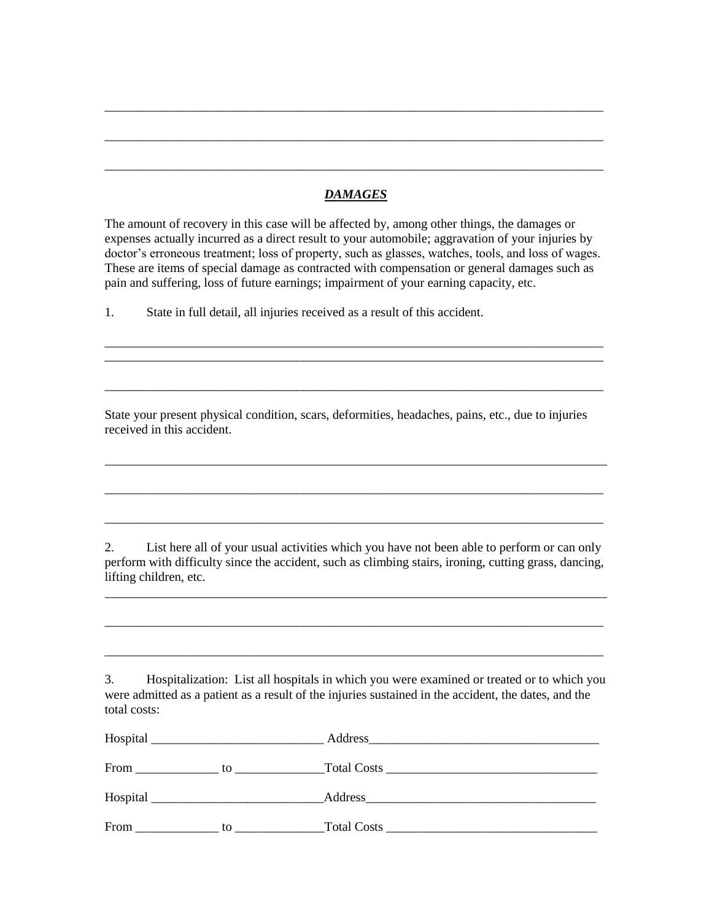________________________________________________________________________________

________________________________________________________________________________

________________________________________________________________________________

## ***DAMAGES***

The amount of recovery in this case will be affected by, among other things, the damages or expenses actually incurred as a direct result to your automobile; aggravation of your injuries by doctor's erroneous treatment; loss of property, such as glasses, watches, tools, and loss of wages. These are items of special damage as contracted with compensation or general damages such as pain and suffering, loss of future earnings; impairment of your earning capacity, etc.

1. State in full detail, all injuries received as a result of this accident.

________________________________________________________________________________

________________________________________________________________________________

________________________________________________________________________________

State your present physical condition, scars, deformities, headaches, pains, etc., due to injuries received in this accident.

________________________________________________________________________________

________________________________________________________________________________

________________________________________________________________________________

2. List here all of your usual activities which you have not been able to perform or can only perform with difficulty since the accident, such as climbing stairs, ironing, cutting grass, dancing, lifting children, etc.

________________________________________________________________________________

________________________________________________________________________________

________________________________________________________________________________

3. Hospitalization: List all hospitals in which you were examined or treated or to which you were admitted as a patient as a result of the injuries sustained in the accident, the dates, and the total costs:

Hospital ___________________________ Address____________________________________

From _____________ to ______________Total Costs ________________________________

Hospital ___________________________Address_____________________________________

From _____________ to ______________Total Costs ________________________________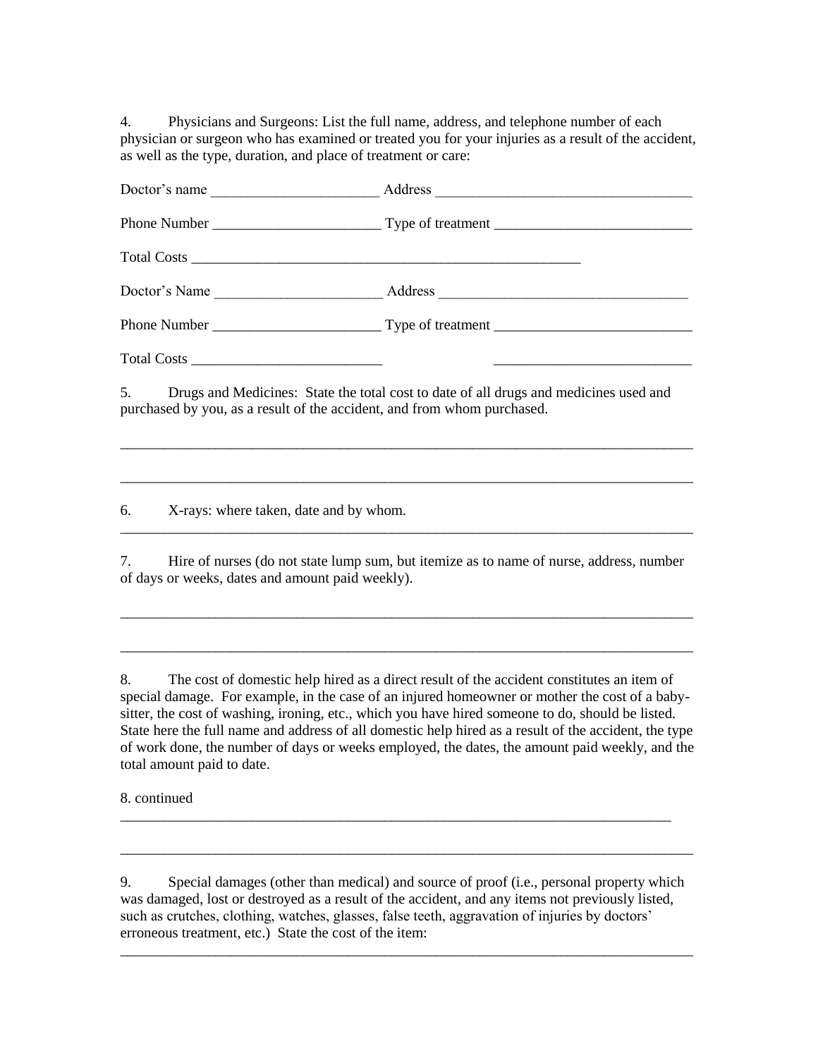4. Physicians and Surgeons: List the full name, address, and telephone number of each physician or surgeon who has examined or treated you for your injuries as a result of the accident, as well as the type, duration, and place of treatment or care:

Doctor's name _______________________ Address ___________________________________

Phone Number _______________________ Type of treatment ___________________________

Total Costs _____________________________________________________

Doctor's Name _______________________ Address __________________________________

Phone Number _______________________ Type of treatment ___________________________

Total Costs __________________________ ___________________________

5. Drugs and Medicines: State the total cost to date of all drugs and medicines used and purchased by you, as a result of the accident, and from whom purchased.

_______________________________________________________________________________

_______________________________________________________________________________

6. X-rays: where taken, date and by whom.

_______________________________________________________________________________

7. Hire of nurses (do not state lump sum, but itemize as to name of nurse, address, number of days or weeks, dates and amount paid weekly).

_______________________________________________________________________________

_______________________________________________________________________________

8. The cost of domestic help hired as a direct result of the accident constitutes an item of special damage. For example, in the case of an injured homeowner or mother the cost of a baby-sitter, the cost of washing, ironing, etc., which you have hired someone to do, should be listed. State here the full name and address of all domestic help hired as a result of the accident, the type of work done, the number of days or weeks employed, the dates, the amount paid weekly, and the total amount paid to date.

8. continued

_____________________________________________________________________________

_______________________________________________________________________________

9. Special damages (other than medical) and source of proof (i.e., personal property which was damaged, lost or destroyed as a result of the accident, and any items not previously listed, such as crutches, clothing, watches, glasses, false teeth, aggravation of injuries by doctors' erroneous treatment, etc.) State the cost of the item:

_______________________________________________________________________________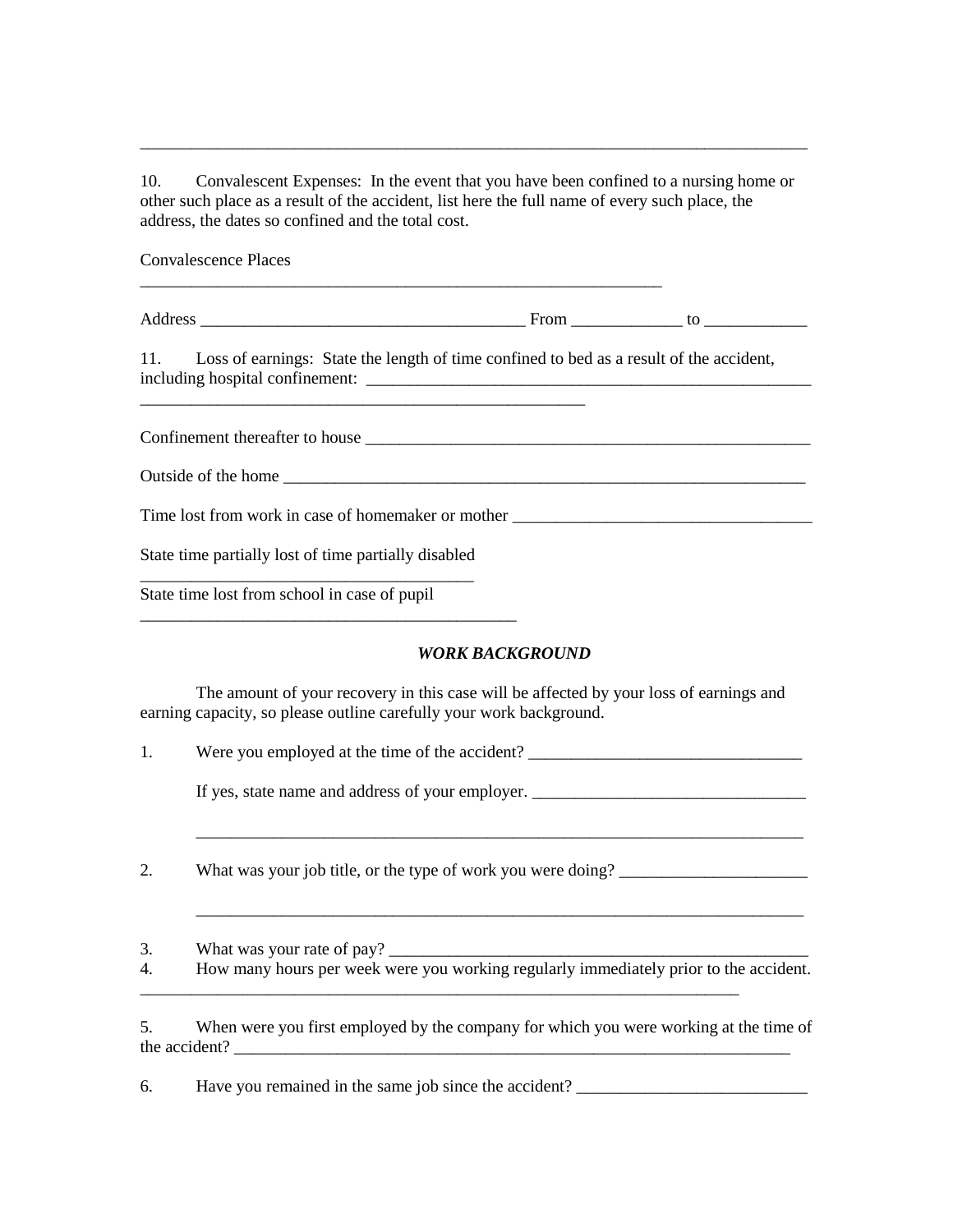_______________________________________________________________________________

10. Convalescent Expenses: In the event that you have been confined to a nursing home or other such place as a result of the accident, list here the full name of every such place, the address, the dates so confined and the total cost.

Convalescence Places
_______________________________________________________________

Address ______________________________________ From _____________ to ____________

11. Loss of earnings: State the length of time confined to bed as a result of the accident, including hospital confinement: _____________________________________________________
_____________________________________________________

Confinement thereafter to house _____________________________________________________

Outside of the home ______________________________________________________________

Time lost from work in case of homemaker or mother ___________________________________

State time partially lost of time partially disabled
_______________________________________

State time lost from school in case of pupil
_____________________________________________

### *WORK BACKGROUND*

The amount of your recovery in this case will be affected by your loss of earnings and earning capacity, so please outline carefully your work background.

1. Were you employed at the time of the accident? ________________________________

   If yes, state name and address of your employer. ________________________________

   _________________________________________________________________________

2. What was your job title, or the type of work you were doing? ______________________

   _________________________________________________________________________

3. What was your rate of pay? __________________________________________________
4. How many hours per week were you working regularly immediately prior to the accident.
_________________________________________________________________________

5. When were you first employed by the company for which you were working at the time of the accident? ____________________________________________________________________

6. Have you remained in the same job since the accident? ___________________________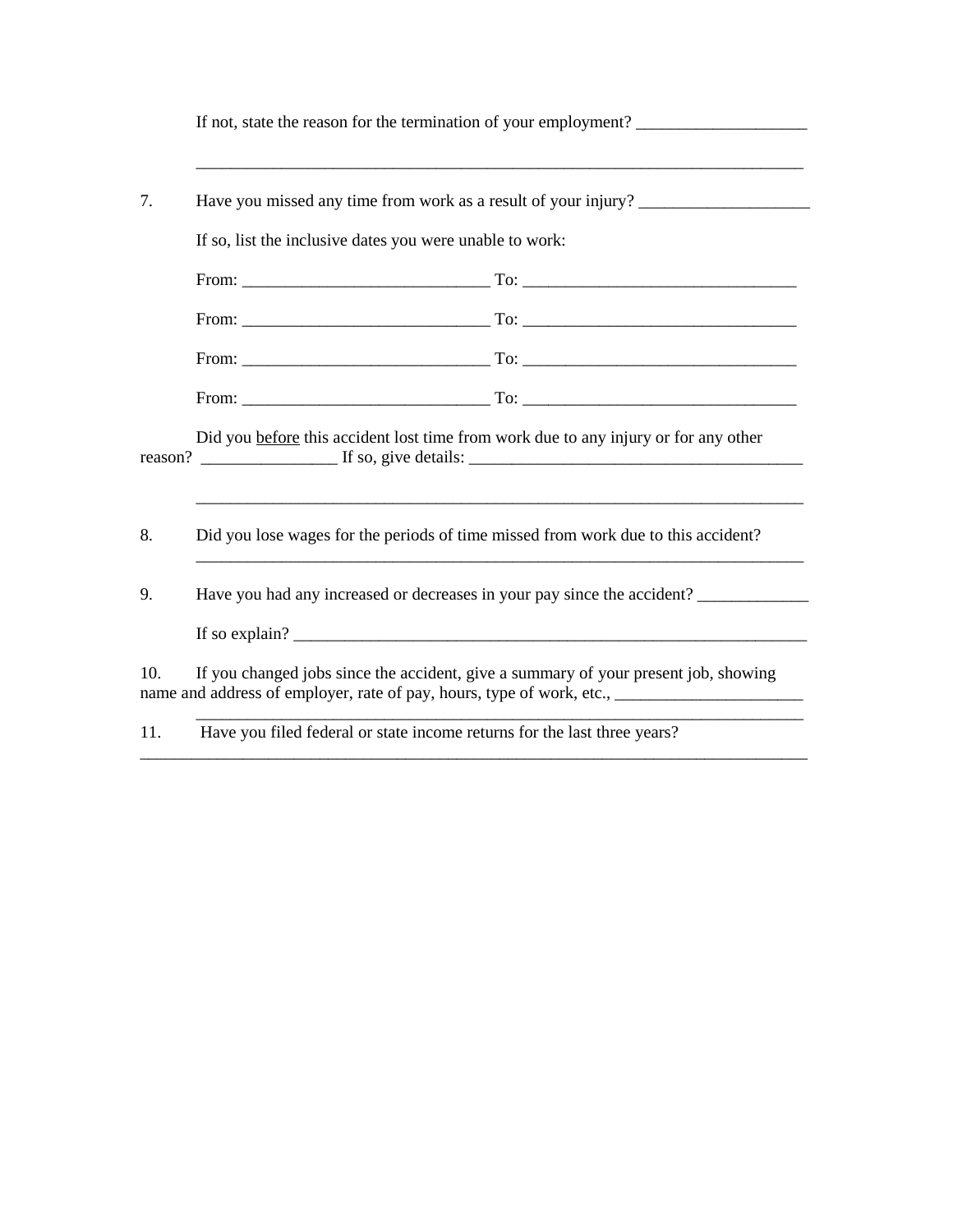If not, state the reason for the termination of your employment? ____________________

__________________________________________________________________________

7. Have you missed any time from work as a result of your injury? ____________________

If so, list the inclusive dates you were unable to work:

From: _____________________________ To: ________________________________

From: _____________________________ To: ________________________________

From: _____________________________ To: ________________________________

From: _____________________________ To: ________________________________

Did you <u>before</u> this accident lost time from work due to any injury or for any other reason? ________________ If so, give details: ________________________________________

__________________________________________________________________________

8. Did you lose wages for the periods of time missed from work due to this accident? __________________________________________________________________________

9. Have you had any increased or decreases in your pay since the accident? _____________

If so explain? ______________________________________________________________

10. If you changed jobs since the accident, give a summary of your present job, showing name and address of employer, rate of pay, hours, type of work, etc., ______________________ __________________________________________________________________________

11. Have you filed federal or state income returns for the last three years? __________________________________________________________________________